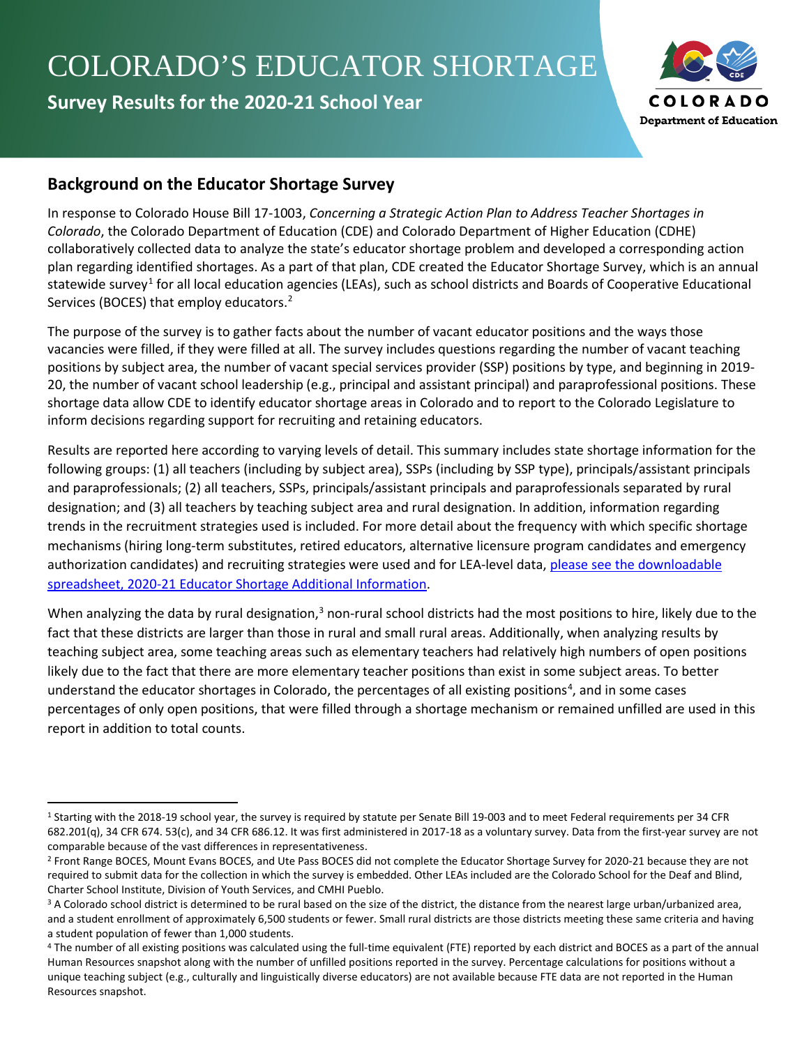# COLORADO'S EDUCATOR SHORTAGE

**Survey Results for the 2020-21 School Year**

COLORADO Department of Education

## Background on the Educator Shortage Survey

In response to Colorado House Bill 17-1003, *Concerning a Strategic Action Plan to Address Teacher Shortages in Colorado*, the Colorado Department of Education (CDE) and Colorado Department of Higher Education (CDHE) collaboratively collected data to analyze the state's educator shortage problem and developed a corresponding action plan regarding identified shortages. As a part of that plan, CDE created the Educator Shortage Survey, which is an annual statewide survey[1] for all local education agencies (LEAs), such as school districts and Boards of Cooperative Educational Services (BOCES) that employ educators.[2]

The purpose of the survey is to gather facts about the number of vacant educator positions and the ways those vacancies were filled, if they were filled at all. The survey includes questions regarding the number of vacant teaching positions by subject area, the number of vacant special services provider (SSP) positions by type, and beginning in 2019-20, the number of vacant school leadership (e.g., principal and assistant principal) and paraprofessional positions. These shortage data allow CDE to identify educator shortage areas in Colorado and to report to the Colorado Legislature to inform decisions regarding support for recruiting and retaining educators.

Results are reported here according to varying levels of detail. This summary includes state shortage information for the following groups: (1) all teachers (including by subject area), SSPs (including by SSP type), principals/assistant principals and paraprofessionals; (2) all teachers, SSPs, principals/assistant principals and paraprofessionals separated by rural designation; and (3) all teachers by teaching subject area and rural designation. In addition, information regarding trends in the recruitment strategies used is included. For more detail about the frequency with which specific shortage mechanisms (hiring long-term substitutes, retired educators, alternative licensure program candidates and emergency authorization candidates) and recruiting strategies were used and for LEA-level data, [please see the downloadable spreadsheet, 2020-21 Educator Shortage Additional Information](#).

When analyzing the data by rural designation,[3] non-rural school districts had the most positions to hire, likely due to the fact that these districts are larger than those in rural and small rural areas. Additionally, when analyzing results by teaching subject area, some teaching areas such as elementary teachers had relatively high numbers of open positions likely due to the fact that there are more elementary teacher positions than exist in some subject areas. To better understand the educator shortages in Colorado, the percentages of all existing positions[4], and in some cases percentages of only open positions, that were filled through a shortage mechanism or remained unfilled are used in this report in addition to total counts.

---

[1] Starting with the 2018-19 school year, the survey is required by statute per Senate Bill 19-003 and to meet Federal requirements per 34 CFR 682.201(q), 34 CFR 674. 53(c), and 34 CFR 686.12. It was first administered in 2017-18 as a voluntary survey. Data from the first-year survey are not comparable because of the vast differences in representativeness.

[2] Front Range BOCES, Mount Evans BOCES, and Ute Pass BOCES did not complete the Educator Shortage Survey for 2020-21 because they are not required to submit data for the collection in which the survey is embedded. Other LEAs included are the Colorado School for the Deaf and Blind, Charter School Institute, Division of Youth Services, and CMHI Pueblo.

[3] A Colorado school district is determined to be rural based on the size of the district, the distance from the nearest large urban/urbanized area, and a student enrollment of approximately 6,500 students or fewer. Small rural districts are those districts meeting these same criteria and having a student population of fewer than 1,000 students.

[4] The number of all existing positions was calculated using the full-time equivalent (FTE) reported by each district and BOCES as a part of the annual Human Resources snapshot along with the number of unfilled positions reported in the survey. Percentage calculations for positions without a unique teaching subject (e.g., culturally and linguistically diverse educators) are not available because FTE data are not reported in the Human Resources snapshot.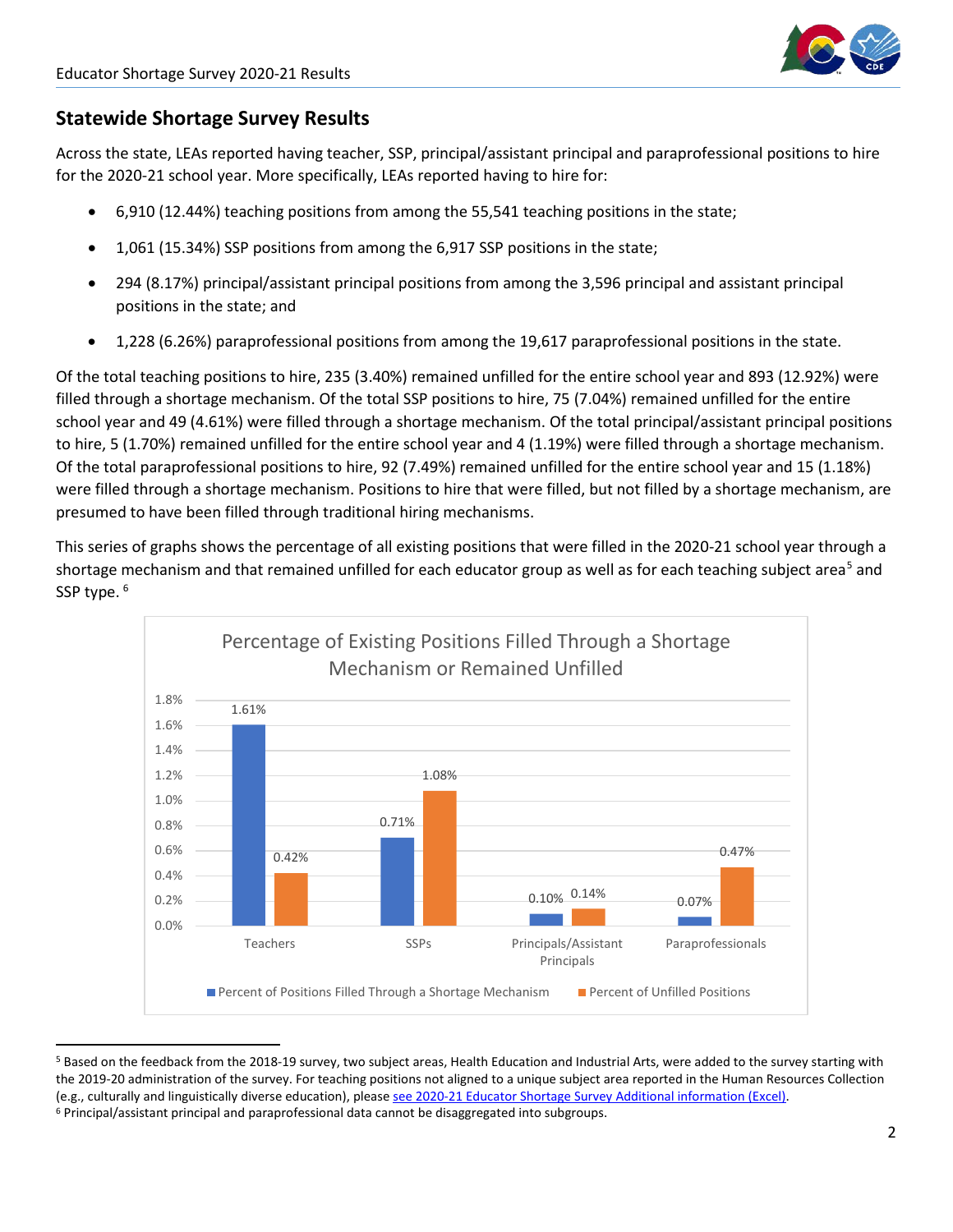## Statewide Shortage Survey Results

Across the state, LEAs reported having teacher, SSP, principal/assistant principal and paraprofessional positions to hire for the 2020-21 school year. More specifically, LEAs reported having to hire for:

- 6,910 (12.44%) teaching positions from among the 55,541 teaching positions in the state;
- 1,061 (15.34%) SSP positions from among the 6,917 SSP positions in the state;
- 294 (8.17%) principal/assistant principal positions from among the 3,596 principal and assistant principal positions in the state; and
- 1,228 (6.26%) paraprofessional positions from among the 19,617 paraprofessional positions in the state.

Of the total teaching positions to hire, 235 (3.40%) remained unfilled for the entire school year and 893 (12.92%) were filled through a shortage mechanism. Of the total SSP positions to hire, 75 (7.04%) remained unfilled for the entire school year and 49 (4.61%) were filled through a shortage mechanism. Of the total principal/assistant principal positions to hire, 5 (1.70%) remained unfilled for the entire school year and 4 (1.19%) were filled through a shortage mechanism. Of the total paraprofessional positions to hire, 92 (7.49%) remained unfilled for the entire school year and 15 (1.18%) were filled through a shortage mechanism. Positions to hire that were filled, but not filled by a shortage mechanism, are presumed to have been filled through traditional hiring mechanisms.

This series of graphs shows the percentage of all existing positions that were filled in the 2020-21 school year through a shortage mechanism and that remained unfilled for each educator group as well as for each teaching subject area[5] and SSP type. [6]

**Percentage of Existing Positions Filled Through a Shortage Mechanism or Remained Unfilled**

| | Percent of Positions Filled Through a Shortage Mechanism | Percent of Unfilled Positions |
|---|---|---|
| Teachers | 1.61% | 0.42% |
| SSPs | 0.71% | 1.08% |
| Principals/Assistant Principals | 0.10% | 0.14% |
| Paraprofessionals | 0.07% | 0.47% |

[5] Based on the feedback from the 2018-19 survey, two subject areas, Health Education and Industrial Arts, were added to the survey starting with the 2019-20 administration of the survey. For teaching positions not aligned to a unique subject area reported in the Human Resources Collection (e.g., culturally and linguistically diverse education), please see 2020-21 Educator Shortage Survey Additional information (Excel).

[6] Principal/assistant principal and paraprofessional data cannot be disaggregated into subgroups.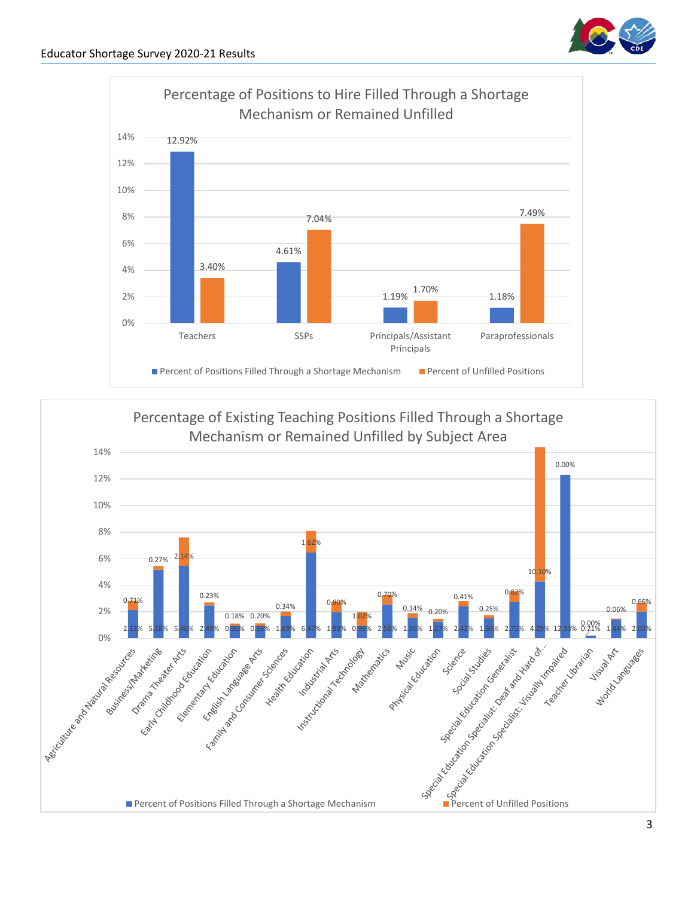## Percentage of Positions to Hire Filled Through a Shortage Mechanism or Remained Unfilled

| | Percent of Positions Filled Through a Shortage Mechanism | Percent of Unfilled Positions |
|---|---|---|
| Teachers | 12.92% | 3.40% |
| SSPs | 4.61% | 7.04% |
| Principals/Assistant Principals | 1.19% | 1.70% |
| Paraprofessionals | 1.18% | 7.49% |

## Percentage of Existing Teaching Positions Filled Through a Shortage Mechanism or Remained Unfilled by Subject Area

| Subject Area | Percent of Positions Filled Through a Shortage Mechanism | Percent of Unfilled Positions |
|---|---|---|
| Agriculture and Natural Resources | 2.13% | 0.71% |
| Business/Marketing | 5.18% | 0.27% |
| Drama Theater Arts | 5.46% | 2.14% |
| Early Childhood Education | 2.49% | 0.23% |
| Elementary Education | 0.95% | 0.18% |
| English Language Arts | 0.95% | 0.20% |
| Family and Consumer Sciences | 1.69% | 0.34% |
| Health Education | 6.47% | 1.62% |
| Industrial Arts | 1.98% | 0.80% |
| Instructional Technology | 0.96% | 1.02% |
| Mathematics | 2.56% | 0.70% |
| Music | 1.56% | 0.34% |
| Physical Education | 1.27% | 0.20% |
| Science | 2.41% | 0.41% |
| Social Studies | 1.50% | 0.25% |
| Special Education Generalist | 2.73% | 0.82% |
| Special Education Specialist: Deaf and Hard of... | 4.29% | 10.10% |
| Special Education Specialist: Visually Impaired | 12.33% | 0.00% |
| Teacher Librarian | 0.21% | 0.00% |
| Visual Art | 1.44% | 0.06% |
| World Languages | 2.03% | 0.66% |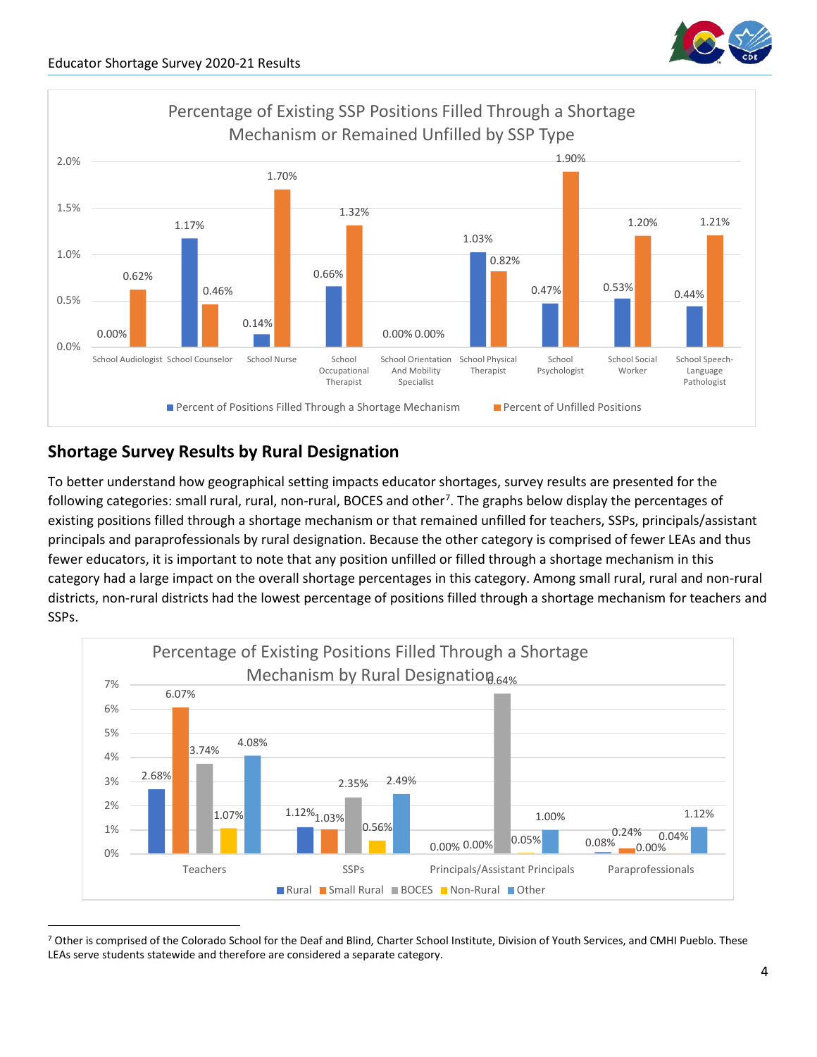**Percentage of Existing SSP Positions Filled Through a Shortage Mechanism or Remained Unfilled by SSP Type**

| SSP Type | Percent of Positions Filled Through a Shortage Mechanism | Percent of Unfilled Positions |
|---|---|---|
| School Audiologist | 0.00% | 0.62% |
| School Counselor | 1.17% | 0.46% |
| School Nurse | 0.14% | 1.70% |
| School Occupational Therapist | 0.66% | 1.32% |
| School Orientation And Mobility Specialist | 0.00% | 0.00% |
| School Physical Therapist | 1.03% | 0.82% |
| School Psychologist | 0.47% | 1.90% |
| School Social Worker | 0.53% | 1.20% |
| School Speech-Language Pathologist | 0.44% | 1.21% |

## Shortage Survey Results by Rural Designation

To better understand how geographical setting impacts educator shortages, survey results are presented for the following categories: small rural, rural, non-rural, BOCES and other[7]. The graphs below display the percentages of existing positions filled through a shortage mechanism or that remained unfilled for teachers, SSPs, principals/assistant principals and paraprofessionals by rural designation. Because the other category is comprised of fewer LEAs and thus fewer educators, it is important to note that any position unfilled or filled through a shortage mechanism in this category had a large impact on the overall shortage percentages in this category. Among small rural, rural and non-rural districts, non-rural districts had the lowest percentage of positions filled through a shortage mechanism for teachers and SSPs.

**Percentage of Existing Positions Filled Through a Shortage Mechanism by Rural Designation**

| | Rural | Small Rural | BOCES | Non-Rural | Other |
|---|---|---|---|---|---|
| Teachers | 2.68% | 6.07% | 3.74% | 1.07% | 4.08% |
| SSPs | 1.12% | 1.03% | 2.35% | 0.56% | 2.49% |
| Principals/Assistant Principals | 0.00% | 0.00% | 6.64% | 0.05% | 1.00% |
| Paraprofessionals | 0.08% | 0.24% | 0.00% | 0.04% | 1.12% |

[7] Other is comprised of the Colorado School for the Deaf and Blind, Charter School Institute, Division of Youth Services, and CMHI Pueblo. These LEAs serve students statewide and therefore are considered a separate category.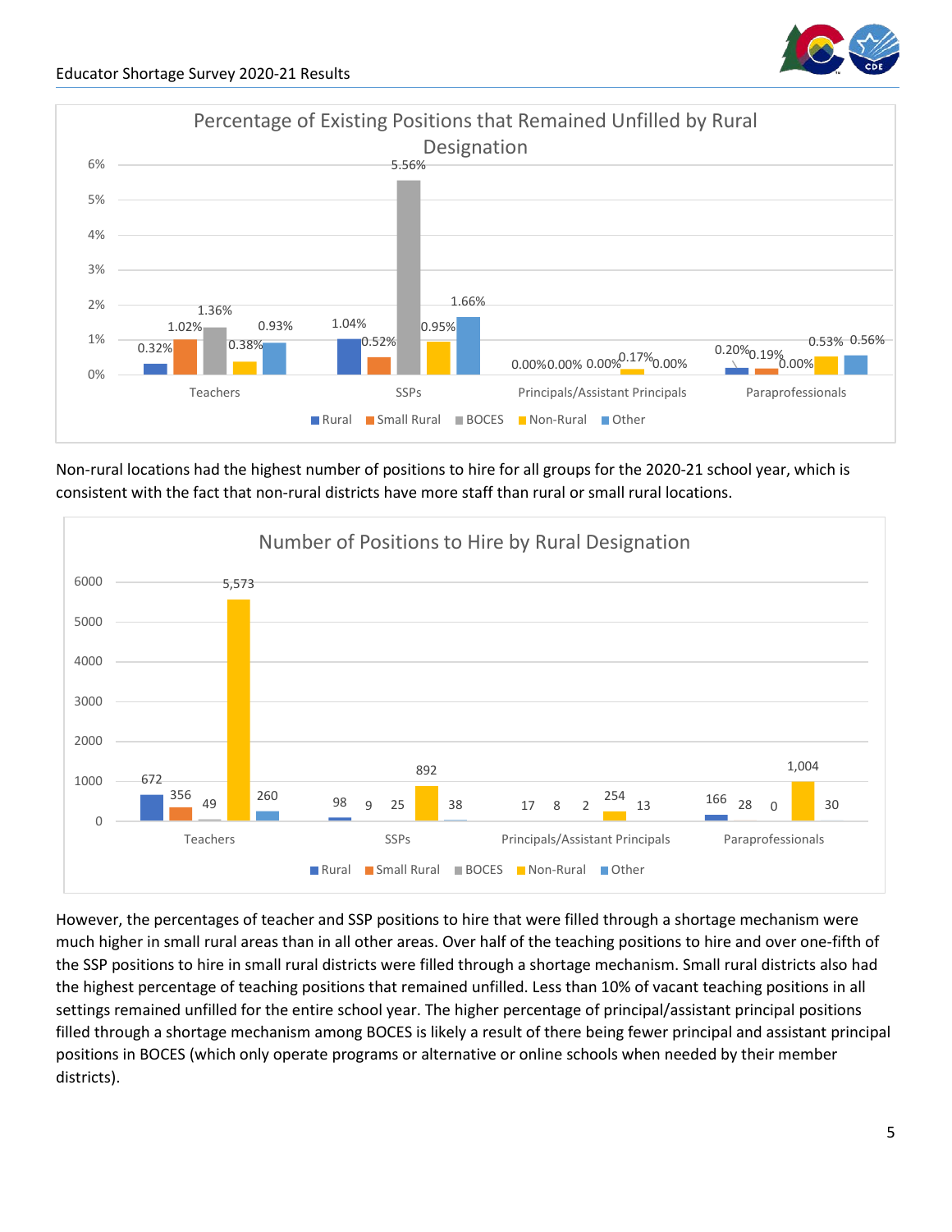**Percentage of Existing Positions that Remained Unfilled by Rural Designation**

| | Rural | Small Rural | BOCES | Non-Rural | Other |
|---|---|---|---|---|---|
| Teachers | 0.32% | 1.02% | 1.36% | 0.38% | 0.93% |
| SSPs | 1.04% | 0.52% | 5.56% | 0.95% | 1.66% |
| Principals/Assistant Principals | 0.00% | 0.00% | 0.00% | 0.17% | 0.00% |
| Paraprofessionals | 0.20% | 0.19% | 0.00% | 0.53% | 0.56% |

Non-rural locations had the highest number of positions to hire for all groups for the 2020-21 school year, which is consistent with the fact that non-rural districts have more staff than rural or small rural locations.

**Number of Positions to Hire by Rural Designation**

| | Rural | Small Rural | BOCES | Non-Rural | Other |
|---|---|---|---|---|---|
| Teachers | 672 | 356 | 49 | 5,573 | 260 |
| SSPs | 98 | 9 | 25 | 892 | 38 |
| Principals/Assistant Principals | 17 | 8 | 2 | 254 | 13 |
| Paraprofessionals | 166 | 28 | 0 | 1,004 | 30 |

However, the percentages of teacher and SSP positions to hire that were filled through a shortage mechanism were much higher in small rural areas than in all other areas. Over half of the teaching positions to hire and over one-fifth of the SSP positions to hire in small rural districts were filled through a shortage mechanism. Small rural districts also had the highest percentage of teaching positions that remained unfilled. Less than 10% of vacant teaching positions in all settings remained unfilled for the entire school year. The higher percentage of principal/assistant principal positions filled through a shortage mechanism among BOCES is likely a result of there being fewer principal and assistant principal positions in BOCES (which only operate programs or alternative or online schools when needed by their member districts).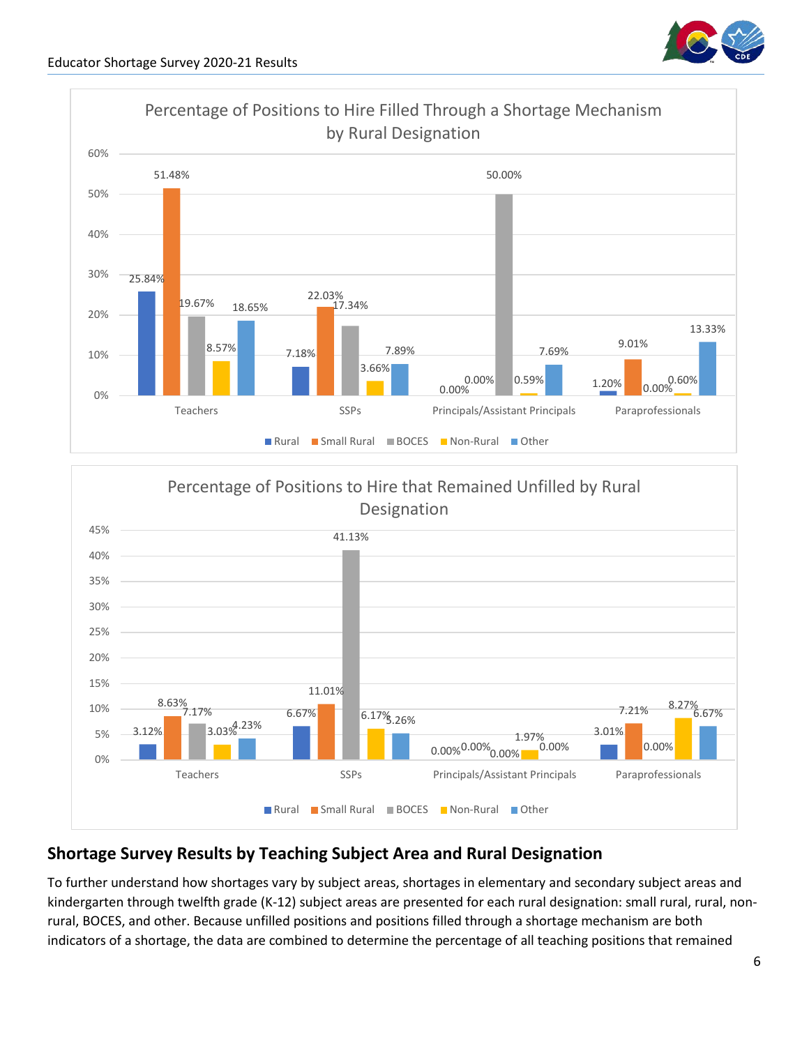**Percentage of Positions to Hire Filled Through a Shortage Mechanism by Rural Designation**

| | Rural | Small Rural | BOCES | Non-Rural | Other |
|---|---|---|---|---|---|
| Teachers | 25.84% | 51.48% | 19.67% | 8.57% | 18.65% |
| SSPs | 7.18% | 22.03% | 17.34% | 3.66% | 7.89% |
| Principals/Assistant Principals | 0.00% | 0.00% | 50.00% | 0.59% | 7.69% |
| Paraprofessionals | 1.20% | 9.01% | 0.00% | 0.60% | 13.33% |

**Percentage of Positions to Hire that Remained Unfilled by Rural Designation**

| | Rural | Small Rural | BOCES | Non-Rural | Other |
|---|---|---|---|---|---|
| Teachers | 3.12% | 8.63% | 7.17% | 3.03% | 4.23% |
| SSPs | 6.67% | 11.01% | 41.13% | 6.17% | 5.26% |
| Principals/Assistant Principals | 0.00% | 0.00% | 0.00% | 1.97% | 0.00% |
| Paraprofessionals | 3.01% | 7.21% | 0.00% | 8.27% | 6.67% |

## Shortage Survey Results by Teaching Subject Area and Rural Designation

To further understand how shortages vary by subject areas, shortages in elementary and secondary subject areas and kindergarten through twelfth grade (K-12) subject areas are presented for each rural designation: small rural, rural, non-rural, BOCES, and other. Because unfilled positions and positions filled through a shortage mechanism are both indicators of a shortage, the data are combined to determine the percentage of all teaching positions that remained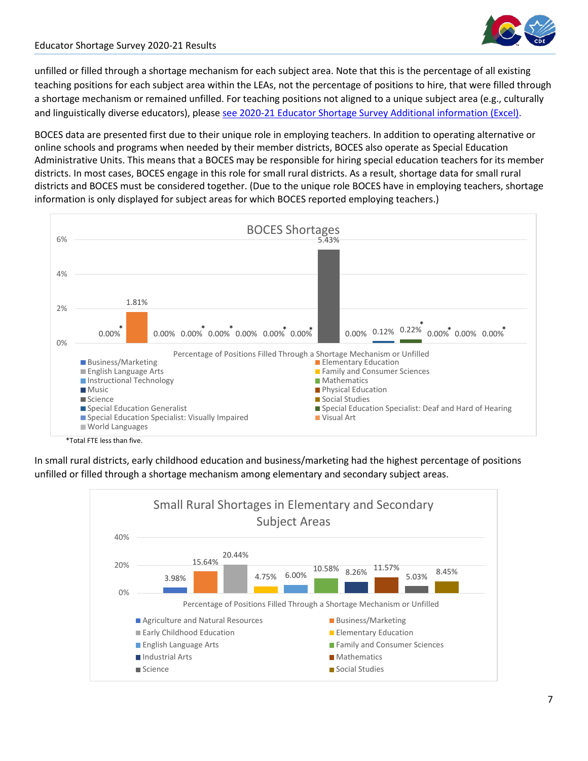unfilled or filled through a shortage mechanism for each subject area. Note that this is the percentage of all existing teaching positions for each subject area within the LEAs, not the percentage of positions to hire, that were filled through a shortage mechanism or remained unfilled. For teaching positions not aligned to a unique subject area (e.g., culturally and linguistically diverse educators), please see 2020-21 Educator Shortage Survey Additional information (Excel).

BOCES data are presented first due to their unique role in employing teachers. In addition to operating alternative or online schools and programs when needed by their member districts, BOCES also operate as Special Education Administrative Units. This means that a BOCES may be responsible for hiring special education teachers for its member districts. In most cases, BOCES engage in this role for small rural districts. As a result, shortage data for small rural districts and BOCES must be considered together. (Due to the unique role BOCES have in employing teachers, shortage information is only displayed for subject areas for which BOCES reported employing teachers.)

**BOCES Shortages**

Percentage of Positions Filled Through a Shortage Mechanism or Unfilled

| Subject Area | Percentage |
|---|---|
| Business/Marketing | 0.00%* |
| Elementary Education | 1.81% |
| English Language Arts | 0.00% |
| Family and Consumer Sciences | 0.00%* |
| Instructional Technology | 0.00%* |
| Mathematics | 0.00% |
| Music | 0.00%* |
| Physical Education | 0.00%* |
| Science | 5.43% |
| Social Studies | 0.00% |
| Special Education Generalist | 0.12% |
| Special Education Specialist: Deaf and Hard of Hearing | 0.22%* |
| Special Education Specialist: Visually Impaired | 0.00%* |
| Visual Art | 0.00% |
| World Languages | 0.00%* |

*Total FTE less than five.

In small rural districts, early childhood education and business/marketing had the highest percentage of positions unfilled or filled through a shortage mechanism among elementary and secondary subject areas.

**Small Rural Shortages in Elementary and Secondary Subject Areas**

Percentage of Positions Filled Through a Shortage Mechanism or Unfilled

| Subject Area | Percentage |
|---|---|
| Agriculture and Natural Resources | 3.98% |
| Business/Marketing | 15.64% |
| Early Childhood Education | 20.44% |
| Elementary Education | 4.75% |
| English Language Arts | 6.00% |
| Family and Consumer Sciences | 10.58% |
| Industrial Arts | 8.26% |
| Mathematics | 11.57% |
| Science | 5.03% |
| Social Studies | 8.45% |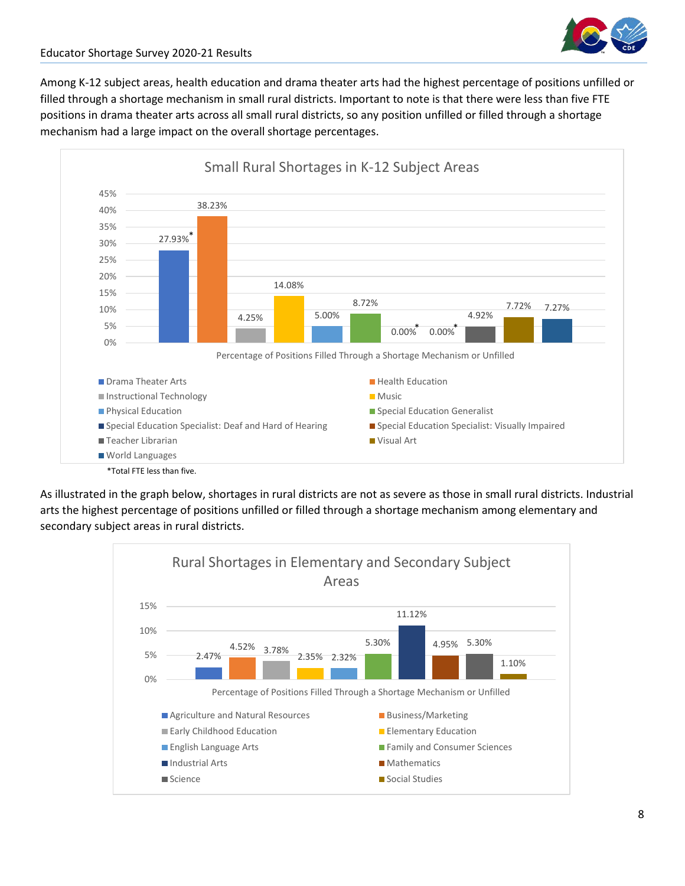Among K-12 subject areas, health education and drama theater arts had the highest percentage of positions unfilled or filled through a shortage mechanism in small rural districts. Important to note is that there were less than five FTE positions in drama theater arts across all small rural districts, so any position unfilled or filled through a shortage mechanism had a large impact on the overall shortage percentages.

**Small Rural Shortages in K-12 Subject Areas**

Percentage of Positions Filled Through a Shortage Mechanism or Unfilled

| Subject Area | Percentage |
|---|---|
| Drama Theater Arts | 27.93%* |
| Health Education | 38.23% |
| Instructional Technology | 4.25% |
| Music | 14.08% |
| Physical Education | 5.00% |
| Special Education Generalist | 8.72% |
| Special Education Specialist: Deaf and Hard of Hearing | 0.00%* |
| Special Education Specialist: Visually Impaired | 0.00%* |
| Teacher Librarian | 4.92% |
| Visual Art | 7.72% |
| World Languages | 7.27% |

*Total FTE less than five.

As illustrated in the graph below, shortages in rural districts are not as severe as those in small rural districts. Industrial arts the highest percentage of positions unfilled or filled through a shortage mechanism among elementary and secondary subject areas in rural districts.

**Rural Shortages in Elementary and Secondary Subject Areas**

Percentage of Positions Filled Through a Shortage Mechanism or Unfilled

| Subject Area | Percentage |
|---|---|
| Agriculture and Natural Resources | 2.47% |
| Business/Marketing | 4.52% |
| Early Childhood Education | 3.78% |
| Elementary Education | 2.35% |
| English Language Arts | 2.32% |
| Family and Consumer Sciences | 5.30% |
| Industrial Arts | 11.12% |
| Mathematics | 4.95% |
| Science | 5.30% |
| Social Studies | 1.10% |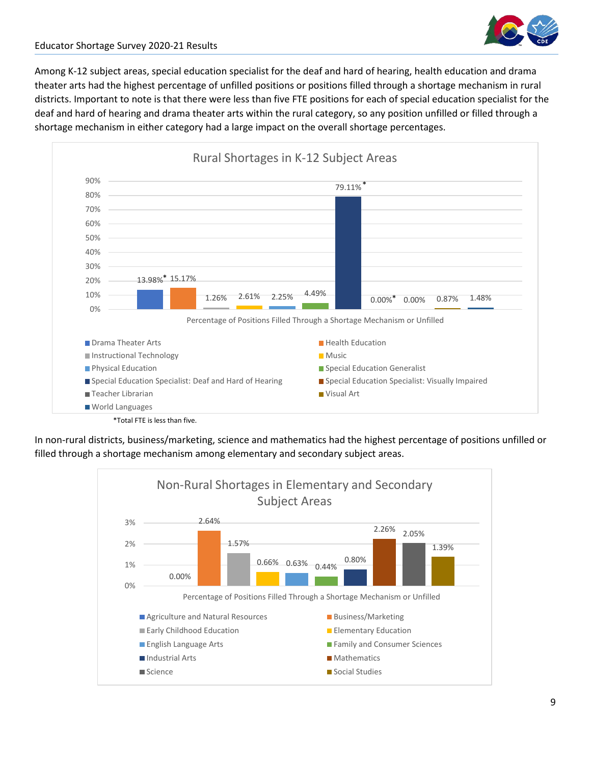Among K-12 subject areas, special education specialist for the deaf and hard of hearing, health education and drama theater arts had the highest percentage of unfilled positions or positions filled through a shortage mechanism in rural districts. Important to note is that there were less than five FTE positions for each of special education specialist for the deaf and hard of hearing and drama theater arts within the rural category, so any position unfilled or filled through a shortage mechanism in either category had a large impact on the overall shortage percentages.

**Rural Shortages in K-12 Subject Areas**

Percentage of Positions Filled Through a Shortage Mechanism or Unfilled

| Subject Area | Percentage |
|---|---|
| Drama Theater Arts | 13.98%* |
| Health Education | 15.17% |
| Instructional Technology | 1.26% |
| Music | 2.61% |
| Physical Education | 2.25% |
| Special Education Generalist | 4.49% |
| Special Education Specialist: Deaf and Hard of Hearing | 79.11%* |
| Special Education Specialist: Visually Impaired | 0.00%* |
| Teacher Librarian | 0.00% |
| Visual Art | 0.87% |
| World Languages | 1.48% |

*Total FTE is less than five.

In non-rural districts, business/marketing, science and mathematics had the highest percentage of positions unfilled or filled through a shortage mechanism among elementary and secondary subject areas.

**Non-Rural Shortages in Elementary and Secondary Subject Areas**

Percentage of Positions Filled Through a Shortage Mechanism or Unfilled

| Subject Area | Percentage |
|---|---|
| Agriculture and Natural Resources | 0.00% |
| Business/Marketing | 2.64% |
| Early Childhood Education | 1.57% |
| Elementary Education | 0.66% |
| English Language Arts | 0.63% |
| Family and Consumer Sciences | 0.44% |
| Industrial Arts | 0.80% |
| Mathematics | 2.26% |
| Science | 2.05% |
| Social Studies | 1.39% |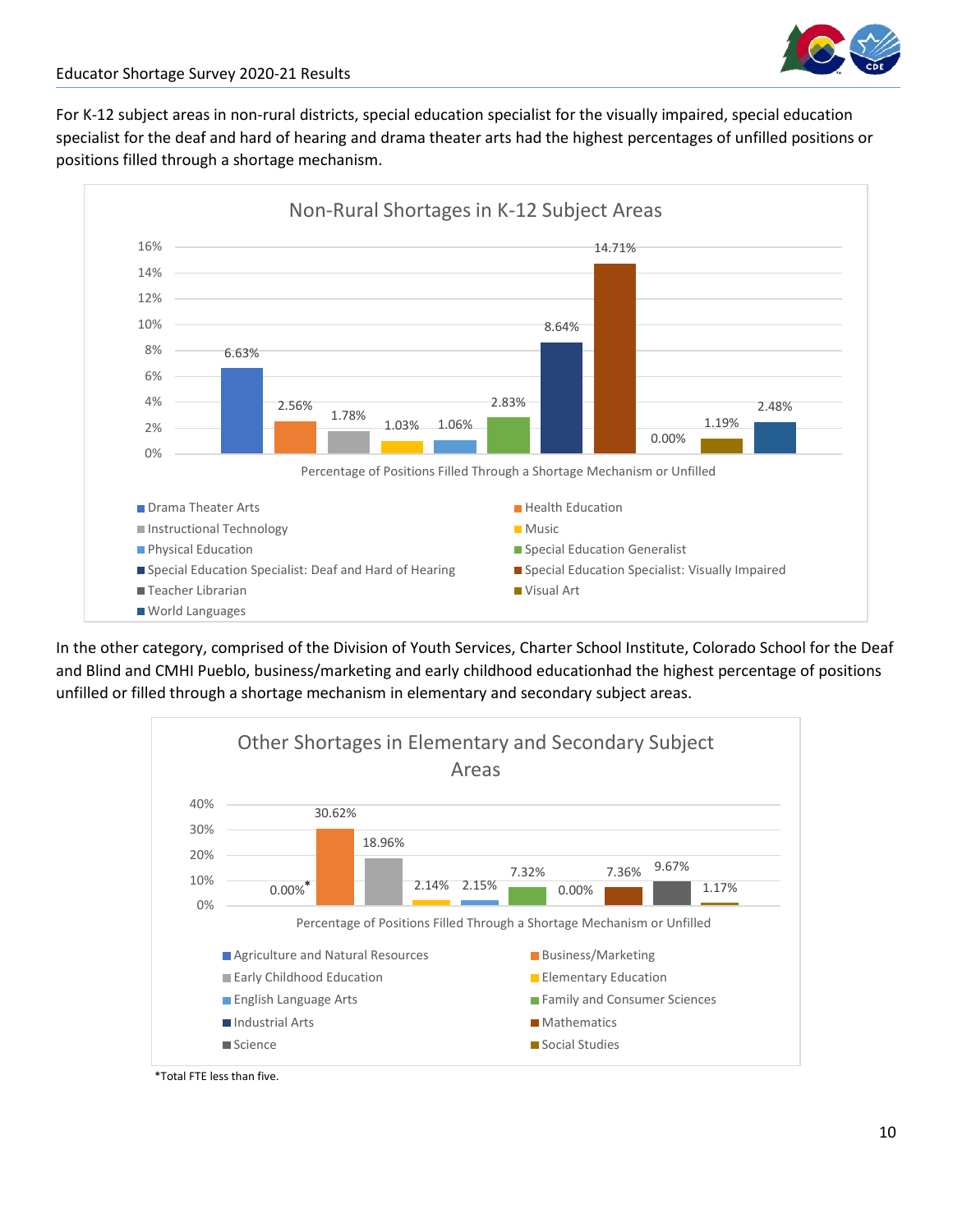For K-12 subject areas in non-rural districts, special education specialist for the visually impaired, special education specialist for the deaf and hard of hearing and drama theater arts had the highest percentages of unfilled positions or positions filled through a shortage mechanism.

**Non-Rural Shortages in K-12 Subject Areas**

Percentage of Positions Filled Through a Shortage Mechanism or Unfilled

| Subject Area | Percentage |
|---|---|
| Drama Theater Arts | 6.63% |
| Health Education | 2.56% |
| Instructional Technology | 1.78% |
| Music | 1.03% |
| Physical Education | 1.06% |
| Special Education Generalist | 2.83% |
| Special Education Specialist: Deaf and Hard of Hearing | 8.64% |
| Special Education Specialist: Visually Impaired | 14.71% |
| Teacher Librarian | 0.00% |
| Visual Art | 1.19% |
| World Languages | 2.48% |

In the other category, comprised of the Division of Youth Services, Charter School Institute, Colorado School for the Deaf and Blind and CMHI Pueblo, business/marketing and early childhood educationhad the highest percentage of positions unfilled or filled through a shortage mechanism in elementary and secondary subject areas.

**Other Shortages in Elementary and Secondary Subject Areas**

Percentage of Positions Filled Through a Shortage Mechanism or Unfilled

| Subject Area | Percentage |
|---|---|
| Agriculture and Natural Resources | 0.00%* |
| Business/Marketing | 30.62% |
| Early Childhood Education | 18.96% |
| Elementary Education | 2.14% |
| English Language Arts | 2.15% |
| Family and Consumer Sciences | 7.32% |
| Industrial Arts | 0.00% |
| Mathematics | 7.36% |
| Science | 9.67% |
| Social Studies | 1.17% |

*Total FTE less than five.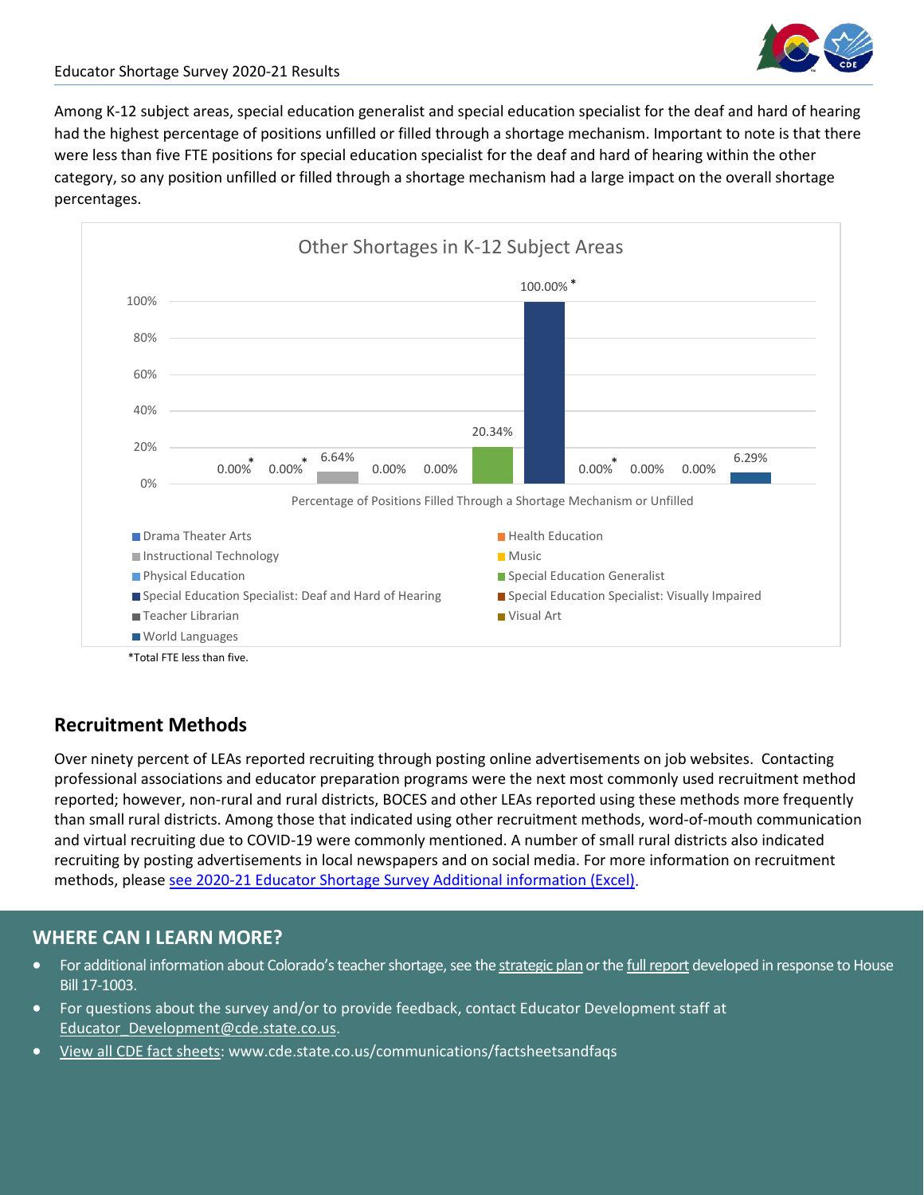Among K-12 subject areas, special education generalist and special education specialist for the deaf and hard of hearing had the highest percentage of positions unfilled or filled through a shortage mechanism. Important to note is that there were less than five FTE positions for special education specialist for the deaf and hard of hearing within the other category, so any position unfilled or filled through a shortage mechanism had a large impact on the overall shortage percentages.

Other Shortages in K-12 Subject Areas

100%
80%
60%
40%
20%
0%

0.00%*
0.00%*
6.64%
0.00%
0.00%
20.34%
100.00%*
0.00%*
0.00%
0.00%
6.29%

Percentage of Positions Filled Through a Shortage Mechanism or Unfilled

Drama Theater Arts
Health Education
Instructional Technology
Music
Physical Education
Special Education Generalist
Special Education Specialist: Deaf and Hard of Hearing
Special Education Specialist: Visually Impaired
Teacher Librarian
Visual Art
World Languages

*Total FTE less than five.

## Recruitment Methods

Over ninety percent of LEAs reported recruiting through posting online advertisements on job websites. Contacting professional associations and educator preparation programs were the next most commonly used recruitment method reported; however, non-rural and rural districts, BOCES and other LEAs reported using these methods more frequently than small rural districts. Among those that indicated using other recruitment methods, word-of-mouth communication and virtual recruiting due to COVID-19 were commonly mentioned. A number of small rural districts also indicated recruiting by posting advertisements in local newspapers and on social media. For more information on recruitment methods, please see 2020-21 Educator Shortage Survey Additional information (Excel).

## WHERE CAN I LEARN MORE?

- For additional information about Colorado's teacher shortage, see the strategic plan or the full report developed in response to House Bill 17-1003.
- For questions about the survey and/or to provide feedback, contact Educator Development staff at Educator_Development@cde.state.co.us.
- View all CDE fact sheets: www.cde.state.co.us/communications/factsheetsandfaqs